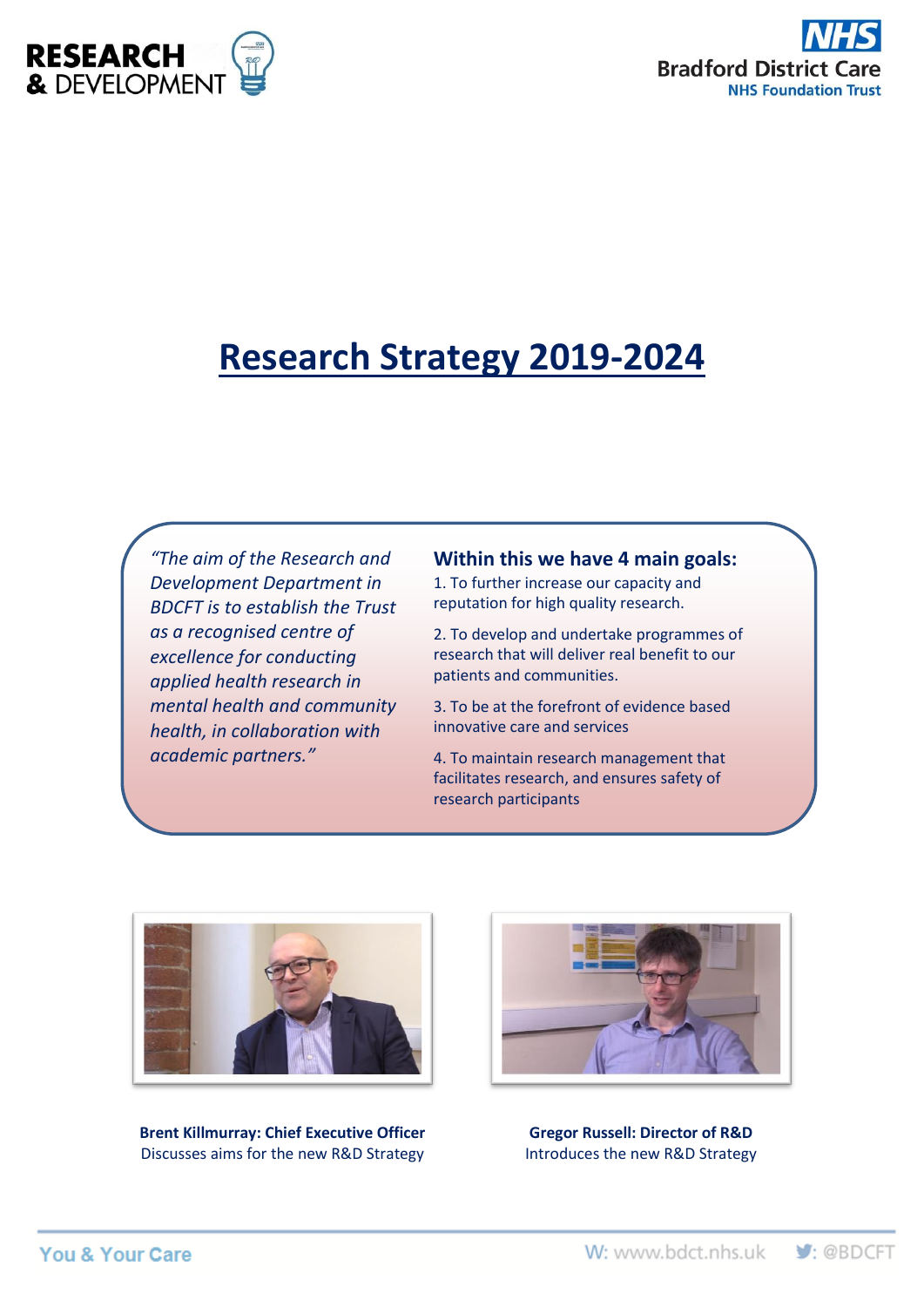RESEARCH & DEVELOPMENT

Bradford District Care NHS Foundation Trust

# Research Strategy 2019-2024

*"The aim of the Research and Development Department in BDCFT is to establish the Trust as a recognised centre of excellence for conducting applied health research in mental health and community health, in collaboration with academic partners."*

**Within this we have 4 main goals:**

1. To further increase our capacity and reputation for high quality research.
2. To develop and undertake programmes of research that will deliver real benefit to our patients and communities.
3. To be at the forefront of evidence based innovative care and services
4. To maintain research management that facilitates research, and ensures safety of research participants

**Brent Killmurray: Chief Executive Officer**
Discusses aims for the new R&D Strategy

**Gregor Russell: Director of R&D**
Introduces the new R&D Strategy

You & Your Care — W: www.bdct.nhs.uk — @BDCFT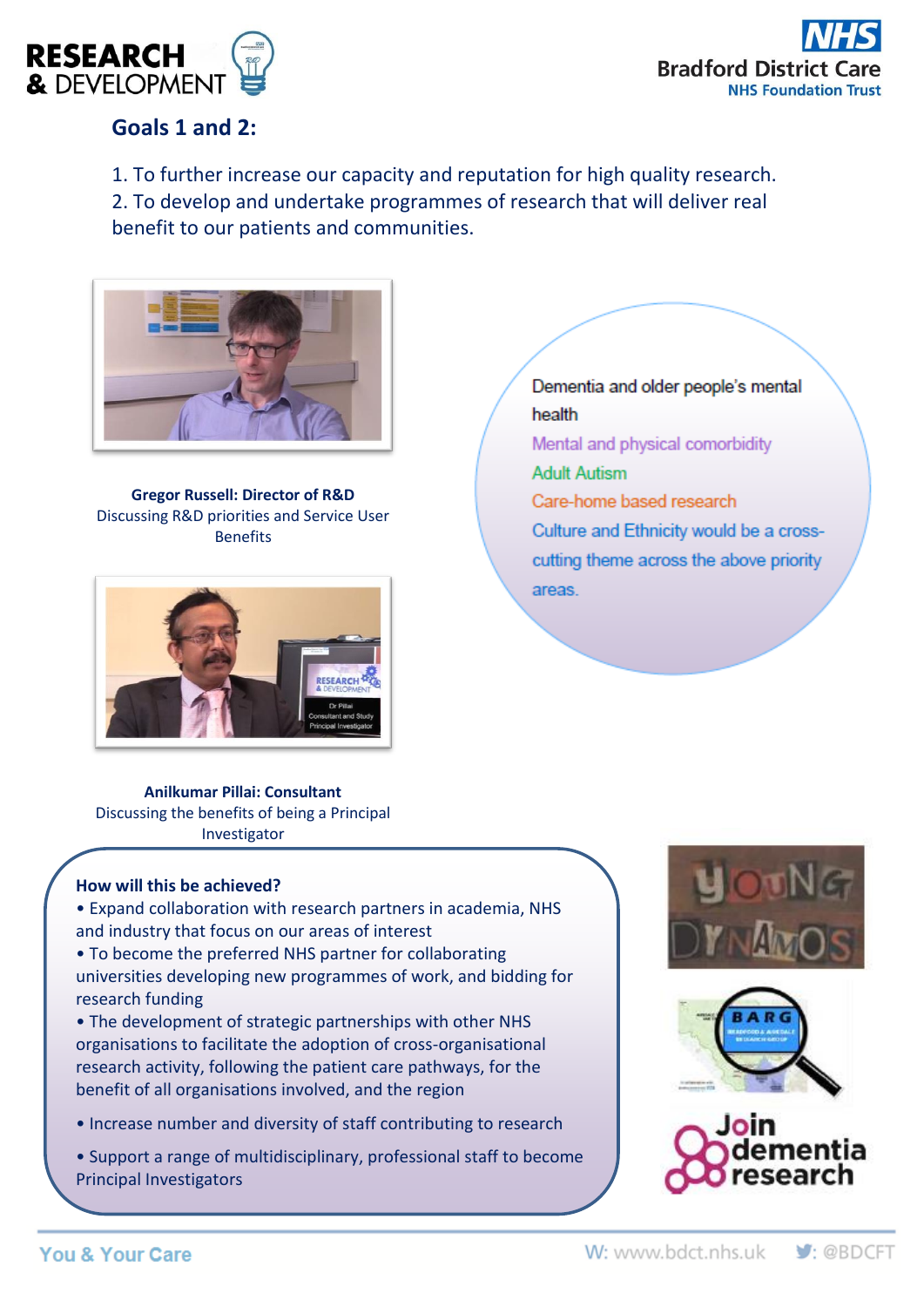## Goals 1 and 2:

1. To further increase our capacity and reputation for high quality research.
2. To develop and undertake programmes of research that will deliver real benefit to our patients and communities.

**Gregor Russell: Director of R&D**
Discussing R&D priorities and Service User Benefits

**Anilkumar Pillai: Consultant**
Discussing the benefits of being a Principal Investigator

Dementia and older people's mental health
Mental and physical comorbidity
Adult Autism
Care-home based research
Culture and Ethnicity would be a cross-cutting theme across the above priority areas.

**How will this be achieved?**

- Expand collaboration with research partners in academia, NHS and industry that focus on our areas of interest
- To become the preferred NHS partner for collaborating universities developing new programmes of work, and bidding for research funding
- The development of strategic partnerships with other NHS organisations to facilitate the adoption of cross-organisational research activity, following the patient care pathways, for the benefit of all organisations involved, and the region
- Increase number and diversity of staff contributing to research
- Support a range of multidisciplinary, professional staff to become Principal Investigators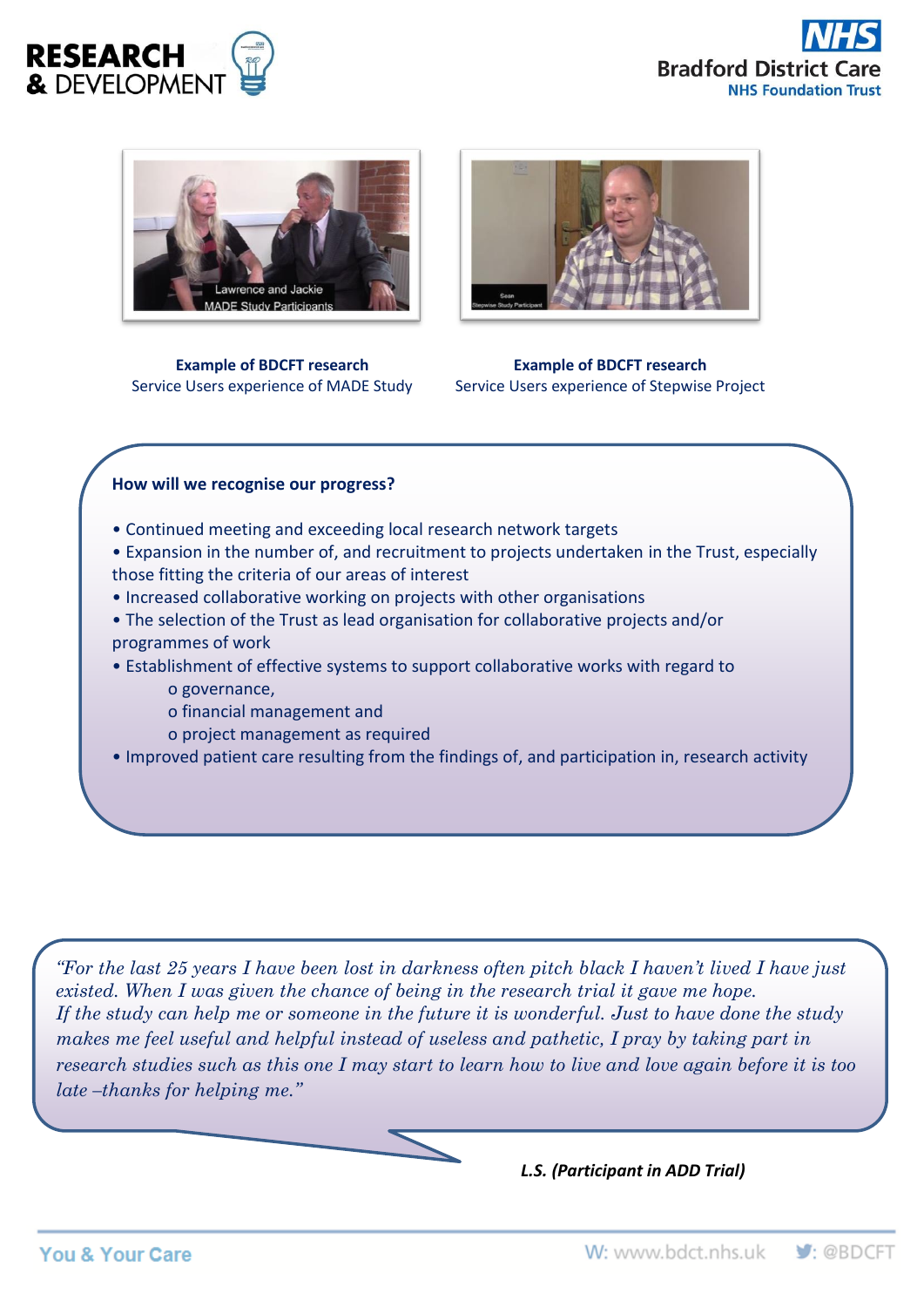**Example of BDCFT research**
Service Users experience of MADE Study

**Example of BDCFT research**
Service Users experience of Stepwise Project

**How will we recognise our progress?**

- Continued meeting and exceeding local research network targets
- Expansion in the number of, and recruitment to projects undertaken in the Trust, especially those fitting the criteria of our areas of interest
- Increased collaborative working on projects with other organisations
- The selection of the Trust as lead organisation for collaborative projects and/or programmes of work
- Establishment of effective systems to support collaborative works with regard to
  - governance,
  - financial management and
  - project management as required
- Improved patient care resulting from the findings of, and participation in, research activity

*"For the last 25 years I have been lost in darkness often pitch black I haven't lived I have just existed. When I was given the chance of being in the research trial it gave me hope. If the study can help me or someone in the future it is wonderful. Just to have done the study makes me feel useful and helpful instead of useless and pathetic, I pray by taking part in research studies such as this one I may start to learn how to live and love again before it is too late –thanks for helping me."*

***L.S. (Participant in ADD Trial)***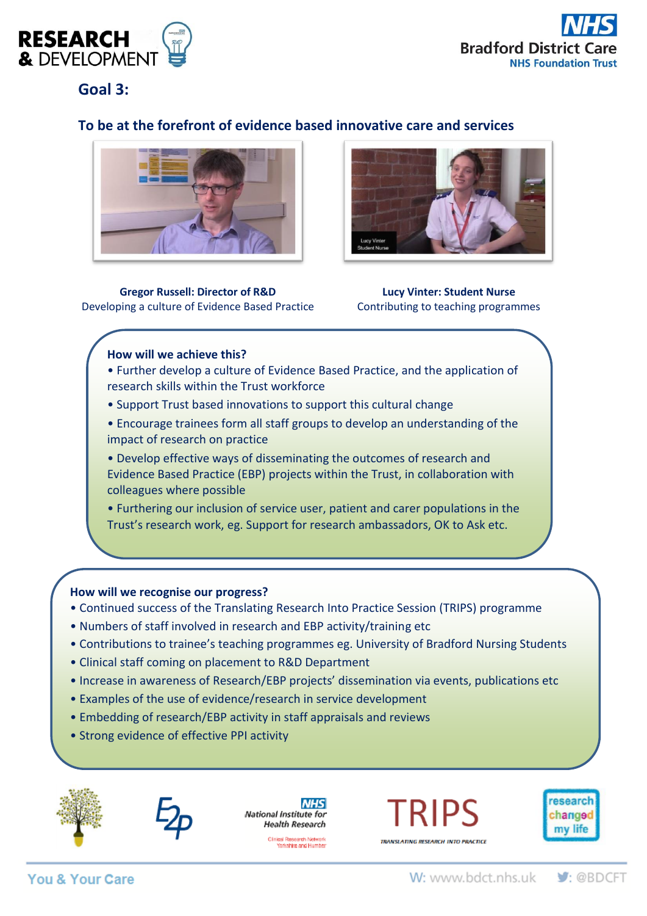## Goal 3:

### To be at the forefront of evidence based innovative care and services

**Gregor Russell: Director of R&D**
Developing a culture of Evidence Based Practice

**Lucy Vinter: Student Nurse**
Contributing to teaching programmes

**How will we achieve this?**

- Further develop a culture of Evidence Based Practice, and the application of research skills within the Trust workforce
- Support Trust based innovations to support this cultural change
- Encourage trainees form all staff groups to develop an understanding of the impact of research on practice
- Develop effective ways of disseminating the outcomes of research and Evidence Based Practice (EBP) projects within the Trust, in collaboration with colleagues where possible
- Furthering our inclusion of service user, patient and carer populations in the Trust's research work, eg. Support for research ambassadors, OK to Ask etc.

**How will we recognise our progress?**

- Continued success of the Translating Research Into Practice Session (TRIPS) programme
- Numbers of staff involved in research and EBP activity/training etc
- Contributions to trainee's teaching programmes eg. University of Bradford Nursing Students
- Clinical staff coming on placement to R&D Department
- Increase in awareness of Research/EBP projects' dissemination via events, publications etc
- Examples of the use of evidence/research in service development
- Embedding of research/EBP activity in staff appraisals and reviews
- Strong evidence of effective PPI activity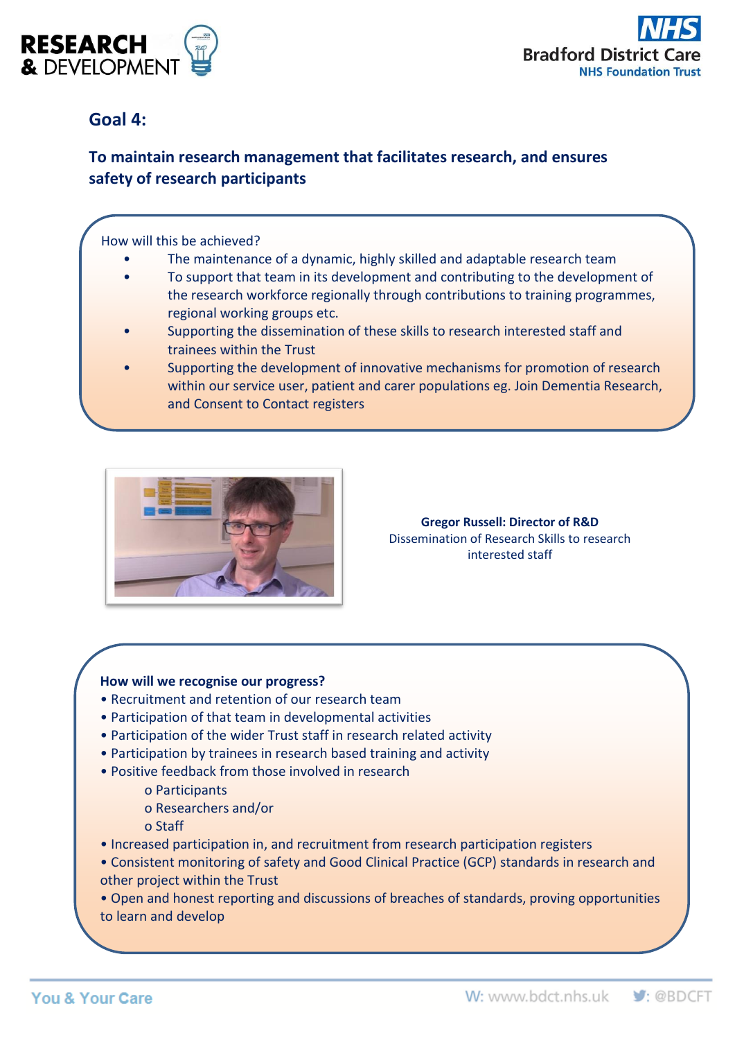## Goal 4:

### To maintain research management that facilitates research, and ensures safety of research participants

How will this be achieved?

- The maintenance of a dynamic, highly skilled and adaptable research team
- To support that team in its development and contributing to the development of the research workforce regionally through contributions to training programmes, regional working groups etc.
- Supporting the dissemination of these skills to research interested staff and trainees within the Trust
- Supporting the development of innovative mechanisms for promotion of research within our service user, patient and carer populations eg. Join Dementia Research, and Consent to Contact registers

**Gregor Russell: Director of R&D**
Dissemination of Research Skills to research interested staff

**How will we recognise our progress?**

- Recruitment and retention of our research team
- Participation of that team in developmental activities
- Participation of the wider Trust staff in research related activity
- Participation by trainees in research based training and activity
- Positive feedback from those involved in research
  - Participants
  - Researchers and/or
  - Staff
- Increased participation in, and recruitment from research participation registers
- Consistent monitoring of safety and Good Clinical Practice (GCP) standards in research and other project within the Trust
- Open and honest reporting and discussions of breaches of standards, proving opportunities to learn and develop